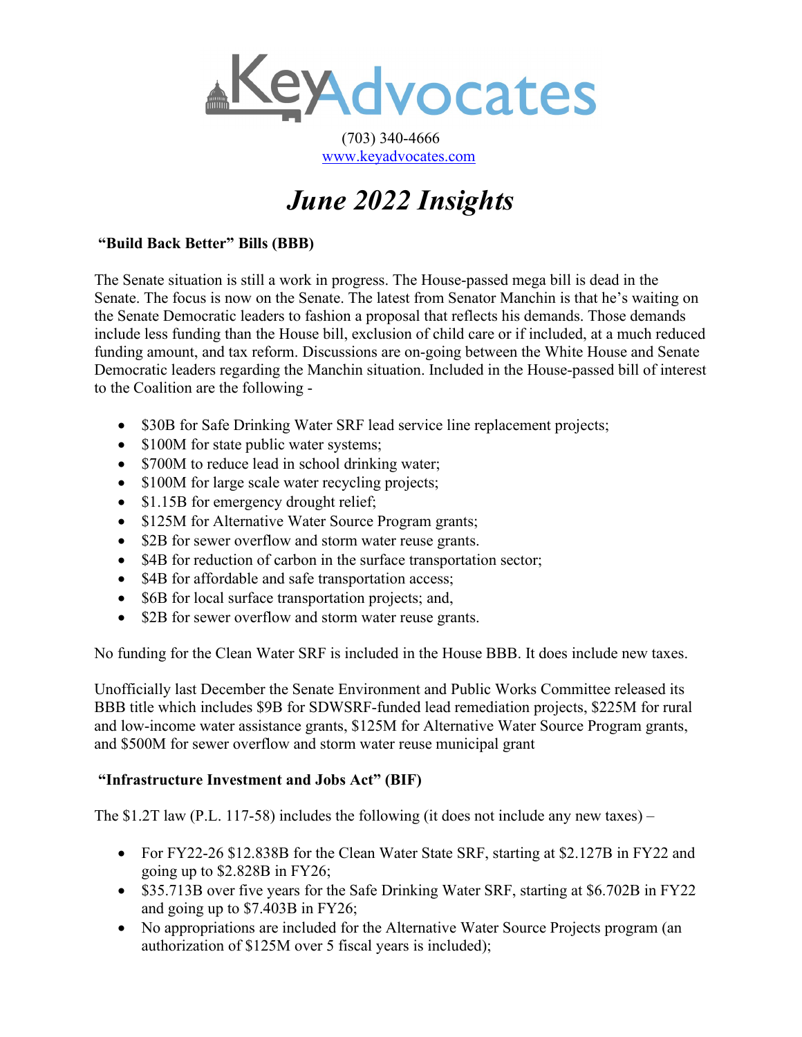# KeyAdvocates

(703) 340-4666
www.keyadvocates.com

# *June 2022 Insights*

**"Build Back Better" Bills (BBB)**

The Senate situation is still a work in progress. The House-passed mega bill is dead in the Senate. The focus is now on the Senate. The latest from Senator Manchin is that he's waiting on the Senate Democratic leaders to fashion a proposal that reflects his demands. Those demands include less funding than the House bill, exclusion of child care or if included, at a much reduced funding amount, and tax reform. Discussions are on-going between the White House and Senate Democratic leaders regarding the Manchin situation. Included in the House-passed bill of interest to the Coalition are the following -

- $30B for Safe Drinking Water SRF lead service line replacement projects;
- $100M for state public water systems;
- $700M to reduce lead in school drinking water;
- $100M for large scale water recycling projects;
- $1.15B for emergency drought relief;
- $125M for Alternative Water Source Program grants;
- $2B for sewer overflow and storm water reuse grants.
- $4B for reduction of carbon in the surface transportation sector;
- $4B for affordable and safe transportation access;
- $6B for local surface transportation projects; and,
- $2B for sewer overflow and storm water reuse grants.

No funding for the Clean Water SRF is included in the House BBB. It does include new taxes.

Unofficially last December the Senate Environment and Public Works Committee released its BBB title which includes $9B for SDWSRF-funded lead remediation projects, $225M for rural and low-income water assistance grants, $125M for Alternative Water Source Program grants, and $500M for sewer overflow and storm water reuse municipal grant

**"Infrastructure Investment and Jobs Act" (BIF)**

The $1.2T law (P.L. 117-58) includes the following (it does not include any new taxes) –

- For FY22-26 $12.838B for the Clean Water State SRF, starting at $2.127B in FY22 and going up to $2.828B in FY26;
- $35.713B over five years for the Safe Drinking Water SRF, starting at $6.702B in FY22 and going up to $7.403B in FY26;
- No appropriations are included for the Alternative Water Source Projects program (an authorization of $125M over 5 fiscal years is included);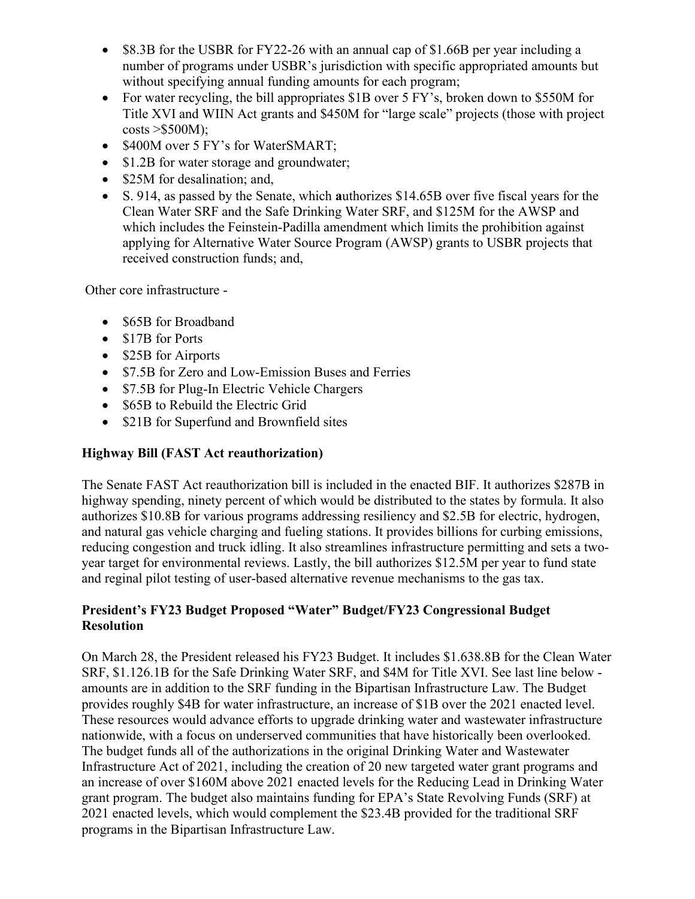- $8.3B for the USBR for FY22-26 with an annual cap of $1.66B per year including a number of programs under USBR's jurisdiction with specific appropriated amounts but without specifying annual funding amounts for each program;
- For water recycling, the bill appropriates $1B over 5 FY's, broken down to $550M for Title XVI and WIIN Act grants and $450M for "large scale" projects (those with project costs >$500M);
- $400M over 5 FY's for WaterSMART;
- $1.2B for water storage and groundwater;
- $25M for desalination; and,
- S. 914, as passed by the Senate, which **a**uthorizes $14.65B over five fiscal years for the Clean Water SRF and the Safe Drinking Water SRF, and $125M for the AWSP and which includes the Feinstein-Padilla amendment which limits the prohibition against applying for Alternative Water Source Program (AWSP) grants to USBR projects that received construction funds; and,

Other core infrastructure -

- $65B for Broadband
- $17B for Ports
- $25B for Airports
- $7.5B for Zero and Low-Emission Buses and Ferries
- $7.5B for Plug-In Electric Vehicle Chargers
- $65B to Rebuild the Electric Grid
- $21B for Superfund and Brownfield sites

**Highway Bill (FAST Act reauthorization)**

The Senate FAST Act reauthorization bill is included in the enacted BIF. It authorizes $287B in highway spending, ninety percent of which would be distributed to the states by formula. It also authorizes $10.8B for various programs addressing resiliency and $2.5B for electric, hydrogen, and natural gas vehicle charging and fueling stations. It provides billions for curbing emissions, reducing congestion and truck idling. It also streamlines infrastructure permitting and sets a two-year target for environmental reviews. Lastly, the bill authorizes $12.5M per year to fund state and reginal pilot testing of user-based alternative revenue mechanisms to the gas tax.

**President's FY23 Budget Proposed "Water" Budget/FY23 Congressional Budget Resolution**

On March 28, the President released his FY23 Budget. It includes $1.638.8B for the Clean Water SRF, $1.126.1B for the Safe Drinking Water SRF, and $4M for Title XVI. See last line below - amounts are in addition to the SRF funding in the Bipartisan Infrastructure Law. The Budget provides roughly $4B for water infrastructure, an increase of $1B over the 2021 enacted level. These resources would advance efforts to upgrade drinking water and wastewater infrastructure nationwide, with a focus on underserved communities that have historically been overlooked. The budget funds all of the authorizations in the original Drinking Water and Wastewater Infrastructure Act of 2021, including the creation of 20 new targeted water grant programs and an increase of over $160M above 2021 enacted levels for the Reducing Lead in Drinking Water grant program. The budget also maintains funding for EPA's State Revolving Funds (SRF) at 2021 enacted levels, which would complement the $23.4B provided for the traditional SRF programs in the Bipartisan Infrastructure Law.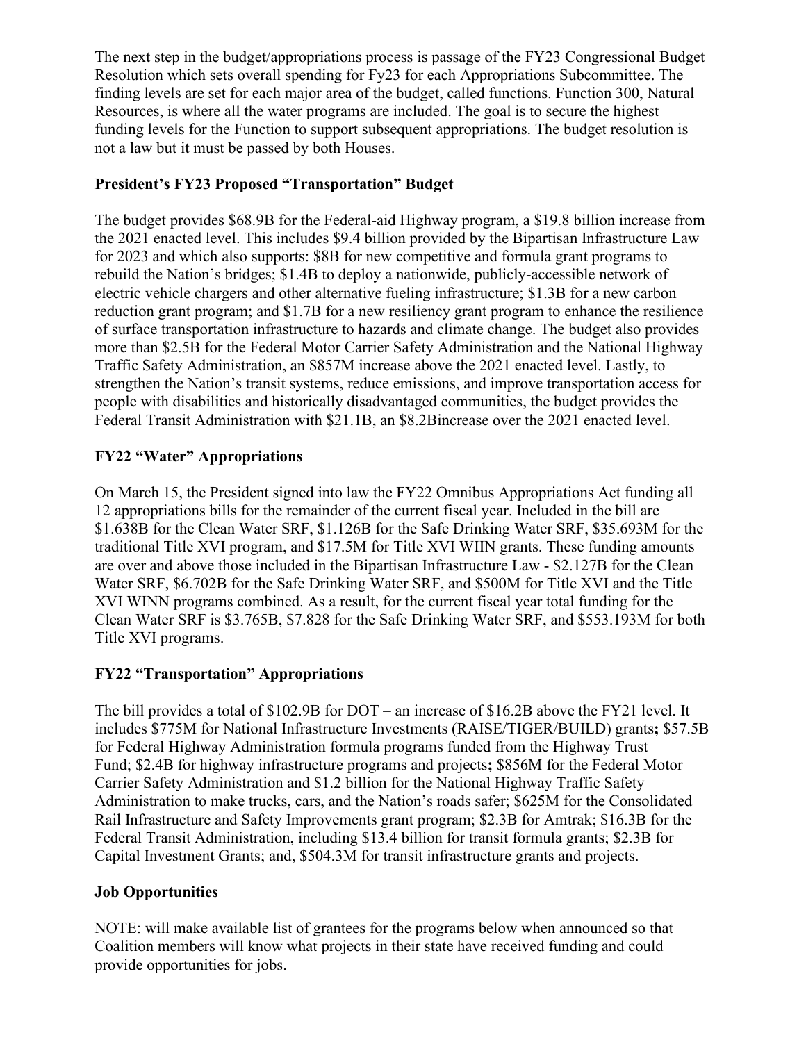The next step in the budget/appropriations process is passage of the FY23 Congressional Budget Resolution which sets overall spending for Fy23 for each Appropriations Subcommittee. The finding levels are set for each major area of the budget, called functions. Function 300, Natural Resources, is where all the water programs are included. The goal is to secure the highest funding levels for the Function to support subsequent appropriations. The budget resolution is not a law but it must be passed by both Houses.

**President's FY23 Proposed "Transportation" Budget**

The budget provides $68.9B for the Federal-aid Highway program, a $19.8 billion increase from the 2021 enacted level. This includes $9.4 billion provided by the Bipartisan Infrastructure Law for 2023 and which also supports: $8B for new competitive and formula grant programs to rebuild the Nation's bridges; $1.4B to deploy a nationwide, publicly-accessible network of electric vehicle chargers and other alternative fueling infrastructure; $1.3B for a new carbon reduction grant program; and $1.7B for a new resiliency grant program to enhance the resilience of surface transportation infrastructure to hazards and climate change. The budget also provides more than $2.5B for the Federal Motor Carrier Safety Administration and the National Highway Traffic Safety Administration, an $857M increase above the 2021 enacted level. Lastly, to strengthen the Nation's transit systems, reduce emissions, and improve transportation access for people with disabilities and historically disadvantaged communities, the budget provides the Federal Transit Administration with $21.1B, an $8.2Bincrease over the 2021 enacted level.

**FY22 "Water" Appropriations**

On March 15, the President signed into law the FY22 Omnibus Appropriations Act funding all 12 appropriations bills for the remainder of the current fiscal year. Included in the bill are $1.638B for the Clean Water SRF, $1.126B for the Safe Drinking Water SRF, $35.693M for the traditional Title XVI program, and $17.5M for Title XVI WIIN grants. These funding amounts are over and above those included in the Bipartisan Infrastructure Law - $2.127B for the Clean Water SRF, $6.702B for the Safe Drinking Water SRF, and $500M for Title XVI and the Title XVI WINN programs combined. As a result, for the current fiscal year total funding for the Clean Water SRF is $3.765B, $7.828 for the Safe Drinking Water SRF, and $553.193M for both Title XVI programs.

**FY22 "Transportation" Appropriations**

The bill provides a total of $102.9B for DOT – an increase of $16.2B above the FY21 level. It includes $775M for National Infrastructure Investments (RAISE/TIGER/BUILD) grants**;** $57.5B for Federal Highway Administration formula programs funded from the Highway Trust Fund; $2.4B for highway infrastructure programs and projects**;** $856M for the Federal Motor Carrier Safety Administration and $1.2 billion for the National Highway Traffic Safety Administration to make trucks, cars, and the Nation's roads safer; $625M for the Consolidated Rail Infrastructure and Safety Improvements grant program; $2.3B for Amtrak; $16.3B for the Federal Transit Administration, including $13.4 billion for transit formula grants; $2.3B for Capital Investment Grants; and, $504.3M for transit infrastructure grants and projects.

**Job Opportunities**

NOTE: will make available list of grantees for the programs below when announced so that Coalition members will know what projects in their state have received funding and could provide opportunities for jobs.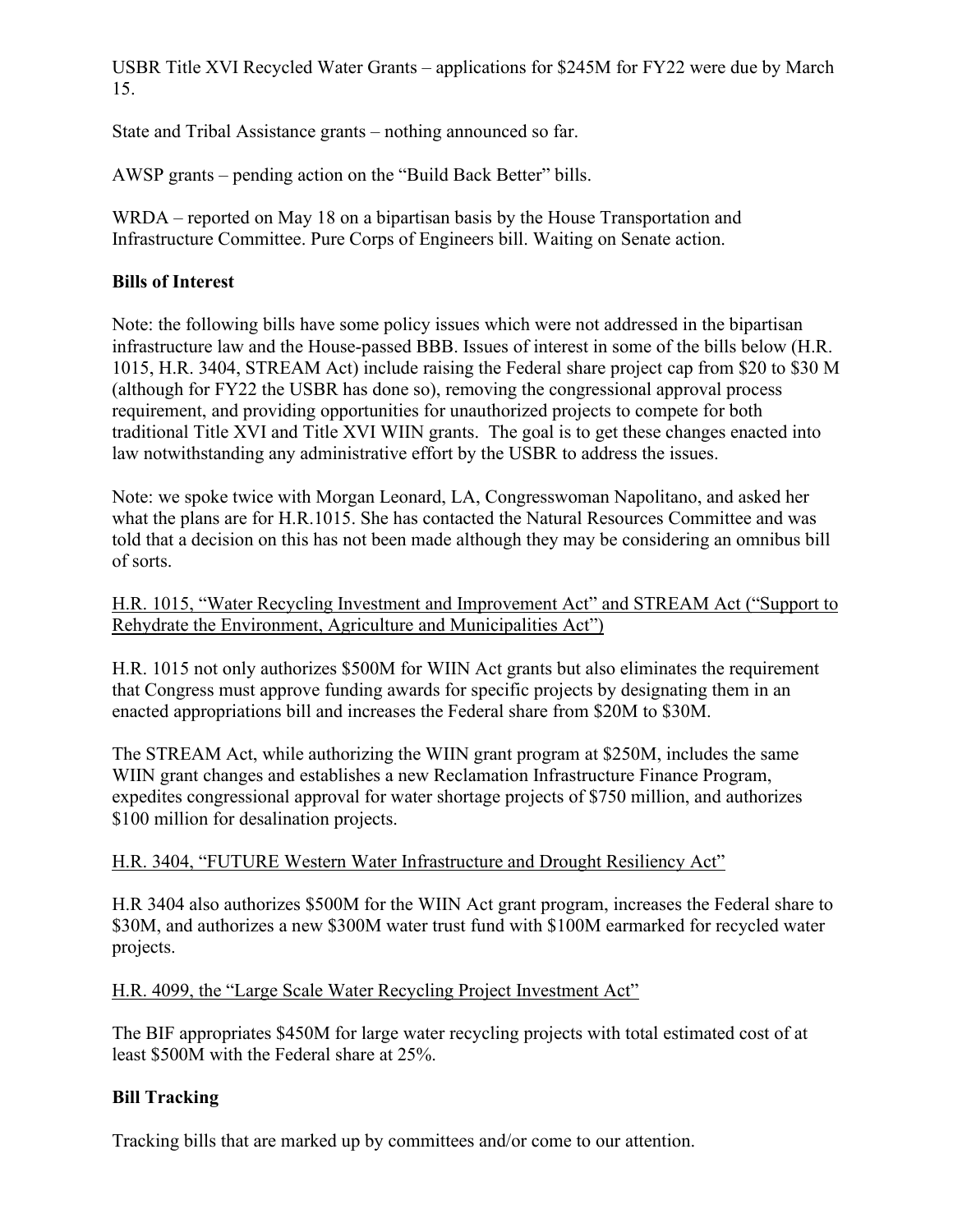USBR Title XVI Recycled Water Grants – applications for $245M for FY22 were due by March 15.

State and Tribal Assistance grants – nothing announced so far.

AWSP grants – pending action on the "Build Back Better" bills.

WRDA – reported on May 18 on a bipartisan basis by the House Transportation and Infrastructure Committee. Pure Corps of Engineers bill. Waiting on Senate action.

**Bills of Interest**

Note: the following bills have some policy issues which were not addressed in the bipartisan infrastructure law and the House-passed BBB. Issues of interest in some of the bills below (H.R. 1015, H.R. 3404, STREAM Act) include raising the Federal share project cap from $20 to $30 M (although for FY22 the USBR has done so), removing the congressional approval process requirement, and providing opportunities for unauthorized projects to compete for both traditional Title XVI and Title XVI WIIN grants. The goal is to get these changes enacted into law notwithstanding any administrative effort by the USBR to address the issues.

Note: we spoke twice with Morgan Leonard, LA, Congresswoman Napolitano, and asked her what the plans are for H.R.1015. She has contacted the Natural Resources Committee and was told that a decision on this has not been made although they may be considering an omnibus bill of sorts.

<u>H.R. 1015, "Water Recycling Investment and Improvement Act" and STREAM Act ("Support to Rehydrate the Environment, Agriculture and Municipalities Act")</u>

H.R. 1015 not only authorizes $500M for WIIN Act grants but also eliminates the requirement that Congress must approve funding awards for specific projects by designating them in an enacted appropriations bill and increases the Federal share from $20M to $30M.

The STREAM Act, while authorizing the WIIN grant program at $250M, includes the same WIIN grant changes and establishes a new Reclamation Infrastructure Finance Program, expedites congressional approval for water shortage projects of $750 million, and authorizes $100 million for desalination projects.

<u>H.R. 3404, "FUTURE Western Water Infrastructure and Drought Resiliency Act"</u>

H.R 3404 also authorizes $500M for the WIIN Act grant program, increases the Federal share to $30M, and authorizes a new $300M water trust fund with $100M earmarked for recycled water projects.

<u>H.R. 4099, the "Large Scale Water Recycling Project Investment Act"</u>

The BIF appropriates $450M for large water recycling projects with total estimated cost of at least $500M with the Federal share at 25%.

**Bill Tracking**

Tracking bills that are marked up by committees and/or come to our attention.